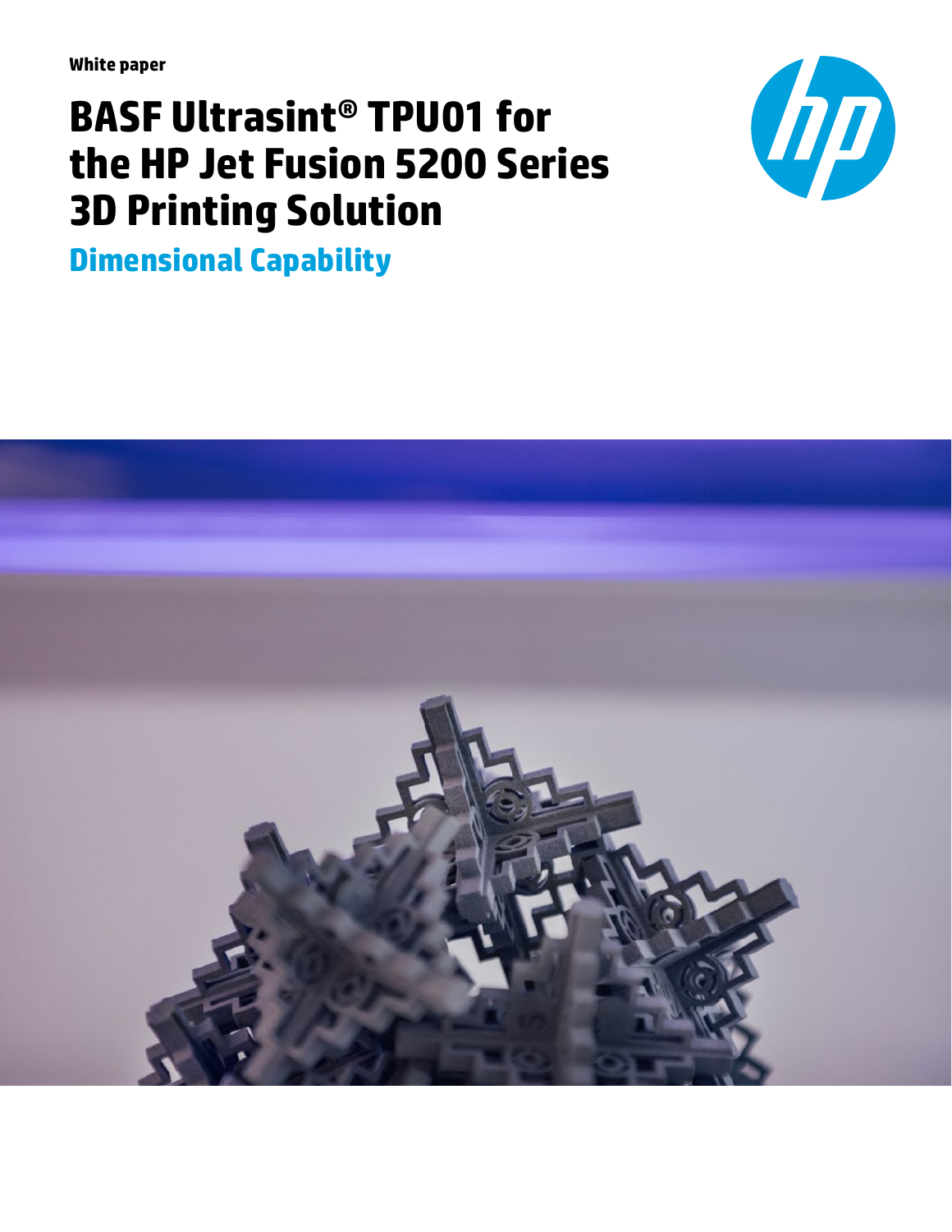White paper

# BASF Ultrasint® TPU01 for the HP Jet Fusion 5200 Series 3D Printing Solution

## Dimensional Capability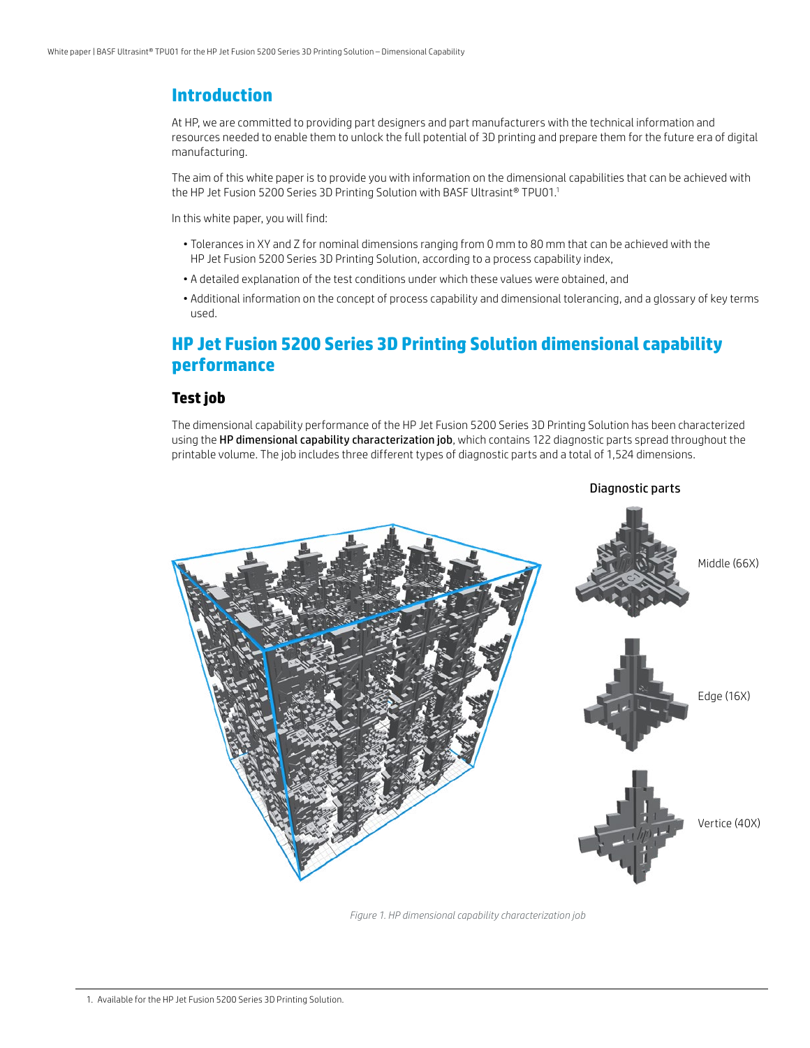## Introduction

At HP, we are committed to providing part designers and part manufacturers with the technical information and resources needed to enable them to unlock the full potential of 3D printing and prepare them for the future era of digital manufacturing.

The aim of this white paper is to provide you with information on the dimensional capabilities that can be achieved with the HP Jet Fusion 5200 Series 3D Printing Solution with BASF Ultrasint® TPU01.[1]

In this white paper, you will find:

- Tolerances in XY and Z for nominal dimensions ranging from 0 mm to 80 mm that can be achieved with the HP Jet Fusion 5200 Series 3D Printing Solution, according to a process capability index,
- A detailed explanation of the test conditions under which these values were obtained, and
- Additional information on the concept of process capability and dimensional tolerancing, and a glossary of key terms used.

## HP Jet Fusion 5200 Series 3D Printing Solution dimensional capability performance

### Test job

The dimensional capability performance of the HP Jet Fusion 5200 Series 3D Printing Solution has been characterized using the **HP dimensional capability characterization job**, which contains 122 diagnostic parts spread throughout the printable volume. The job includes three different types of diagnostic parts and a total of 1,524 dimensions.

Diagnostic parts

Middle (66X)

Edge (16X)

Vertice (40X)

*Figure 1. HP dimensional capability characterization job*

1. Available for the HP Jet Fusion 5200 Series 3D Printing Solution.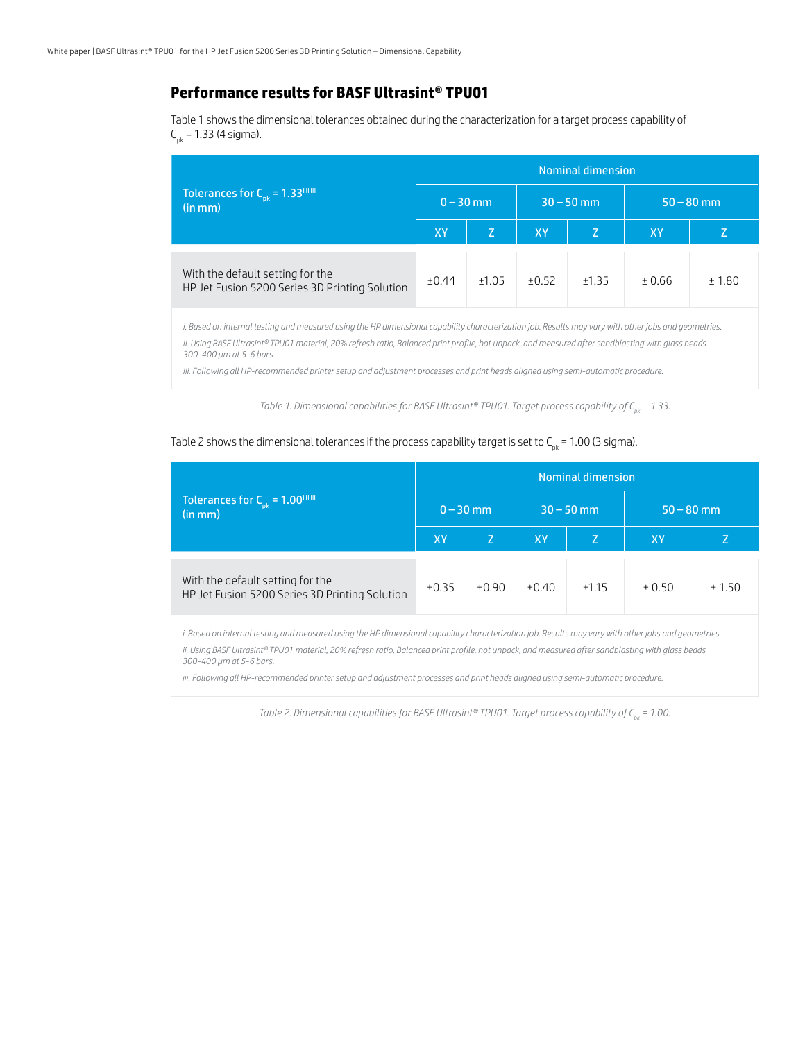## Performance results for BASF Ultrasint® TPU01

Table 1 shows the dimensional tolerances obtained during the characterization for a target process capability of $C_{pk}$ = 1.33 (4 sigma).

| Tolerances for $C_{pk}$ = 1.33[i ii iii] (in mm) | Nominal dimension | | | | | |
|---|---|---|---|---|---|---|
| | 0 – 30 mm | | 30 – 50 mm | | 50 – 80 mm | |
| | XY | Z | XY | Z | XY | Z |
| With the default setting for the HP Jet Fusion 5200 Series 3D Printing Solution | ±0.44 | ±1.05 | ±0.52 | ±1.35 | ± 0.66 | ± 1.80 |

*i. Based on internal testing and measured using the HP dimensional capability characterization job. Results may vary with other jobs and geometries.*

*ii. Using BASF Ultrasint® TPU01 material, 20% refresh ratio, Balanced print profile, hot unpack, and measured after sandblasting with glass beads 300-400 µm at 5-6 bars.*

*iii. Following all HP-recommended printer setup and adjustment processes and print heads aligned using semi-automatic procedure.*

*Table 1. Dimensional capabilities for BASF Ultrasint® TPU01. Target process capability of $C_{pk}$ = 1.33.*

Table 2 shows the dimensional tolerances if the process capability target is set to $C_{pk}$ = 1.00 (3 sigma).

| Tolerances for $C_{pk}$ = 1.00[i ii iii] (in mm) | Nominal dimension | | | | | |
|---|---|---|---|---|---|---|
| | 0 – 30 mm | | 30 – 50 mm | | 50 – 80 mm | |
| | XY | Z | XY | Z | XY | Z |
| With the default setting for the HP Jet Fusion 5200 Series 3D Printing Solution | ±0.35 | ±0.90 | ±0.40 | ±1.15 | ± 0.50 | ± 1.50 |

*i. Based on internal testing and measured using the HP dimensional capability characterization job. Results may vary with other jobs and geometries.*

*ii. Using BASF Ultrasint® TPU01 material, 20% refresh ratio, Balanced print profile, hot unpack, and measured after sandblasting with glass beads 300-400 µm at 5-6 bars.*

*iii. Following all HP-recommended printer setup and adjustment processes and print heads aligned using semi-automatic procedure.*

*Table 2. Dimensional capabilities for BASF Ultrasint® TPU01. Target process capability of $C_{pk}$ = 1.00.*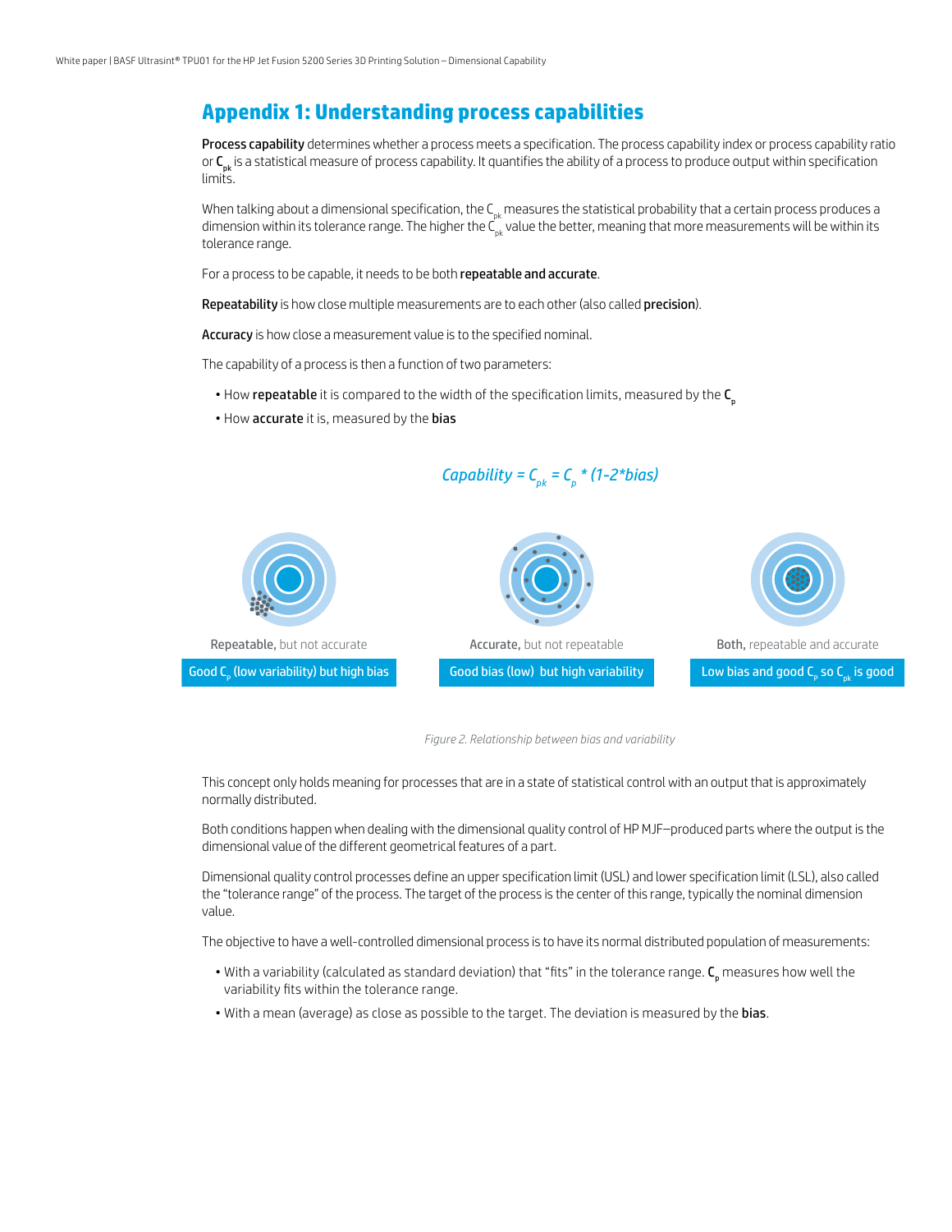## Appendix 1: Understanding process capabilities

**Process capability** determines whether a process meets a specification. The process capability index or process capability ratio or $C_{pk}$ is a statistical measure of process capability. It quantifies the ability of a process to produce output within specification limits.

When talking about a dimensional specification, the $C_{pk}$ measures the statistical probability that a certain process produces a dimension within its tolerance range. The higher the $C_{pk}$ value the better, meaning that more measurements will be within its tolerance range.

For a process to be capable, it needs to be both **repeatable and accurate**.

**Repeatability** is how close multiple measurements are to each other (also called **precision**).

**Accuracy** is how close a measurement value is to the specified nominal.

The capability of a process is then a function of two parameters:

- How **repeatable** it is compared to the width of the specification limits, measured by the $C_p$
- How **accurate** it is, measured by the **bias**

$$Capability = C_{pk} = C_p * (1-2*bias)$$

**Repeatable,** but not accurate — Good $C_p$ (low variability) but high bias

**Accurate,** but not repeatable — Good bias (low) but high variability

**Both,** repeatable and accurate — Low bias and good $C_p$ so $C_{pk}$ is good

*Figure 2. Relationship between bias and variability*

This concept only holds meaning for processes that are in a state of statistical control with an output that is approximately normally distributed.

Both conditions happen when dealing with the dimensional quality control of HP MJF—produced parts where the output is the dimensional value of the different geometrical features of a part.

Dimensional quality control processes define an upper specification limit (USL) and lower specification limit (LSL), also called the "tolerance range" of the process. The target of the process is the center of this range, typically the nominal dimension value.

The objective to have a well-controlled dimensional process is to have its normal distributed population of measurements:

- With a variability (calculated as standard deviation) that "fits" in the tolerance range. $C_p$ measures how well the variability fits within the tolerance range.
- With a mean (average) as close as possible to the target. The deviation is measured by the **bias**.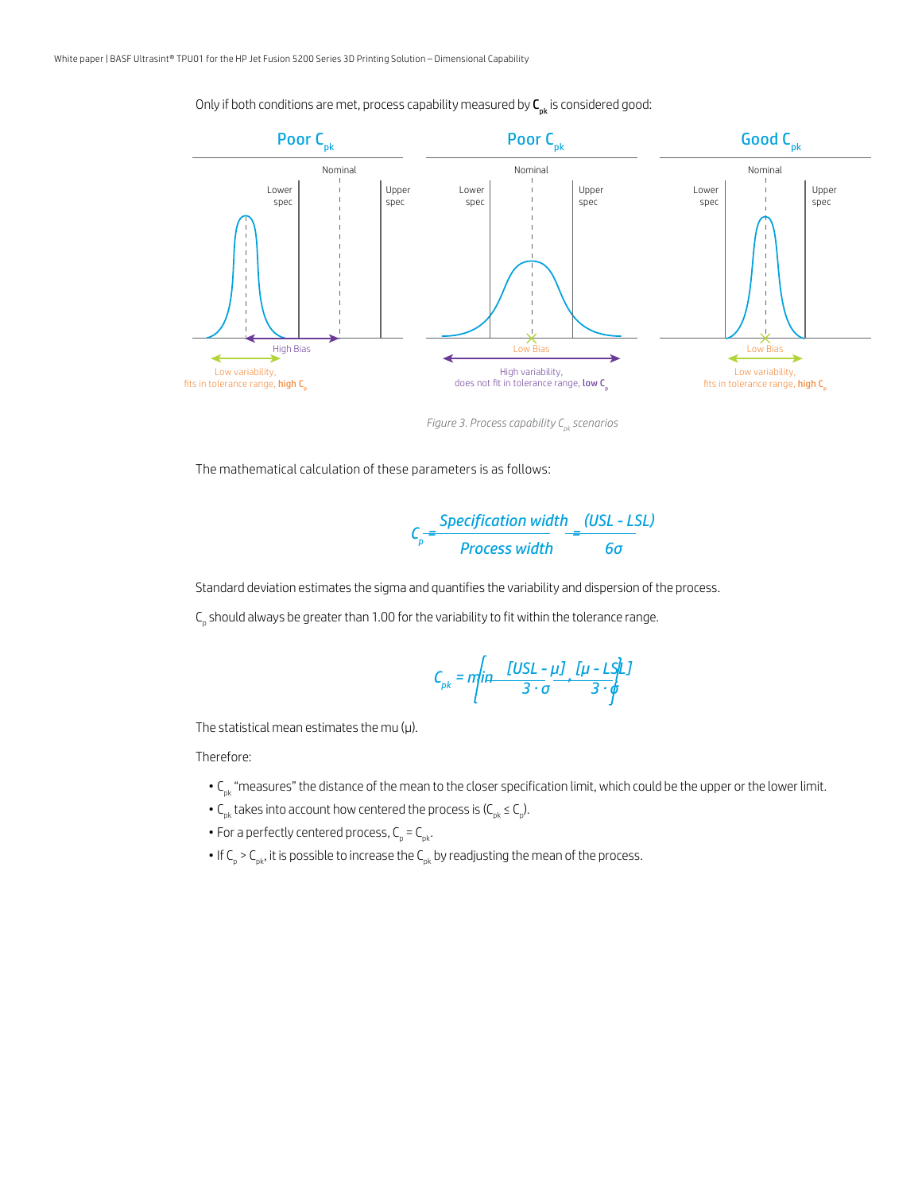Only if both conditions are met, process capability measured by $C_{pk}$ is considered good:

| Poor $C_{pk}$ | Poor $C_{pk}$ | Good $C_{pk}$ |
|---|---|---|
| High Bias | Low Bias | Low Bias |
| Low variability, fits in tolerance range, **high $C_p$** | High variability, does not fit in tolerance range, **low $C_p$** | Low variability, fits in tolerance range, **high $C_p$** |

*Figure 3. Process capability $C_{pk}$ scenarios*

The mathematical calculation of these parameters is as follows:

$$C_p = \frac{\text{Specification width}}{\text{Process width}} = \frac{(USL - LSL)}{6\sigma}$$

Standard deviation estimates the sigma and quantifies the variability and dispersion of the process.

$C_p$ should always be greater than 1.00 for the variability to fit within the tolerance range.

$$C_{pk} = \min\left[\frac{[USL - \mu]}{3 \cdot \sigma}, \frac{[\mu - LSL]}{3 \cdot \sigma}\right]$$

The statistical mean estimates the mu (μ).

Therefore:

- $C_{pk}$ "measures" the distance of the mean to the closer specification limit, which could be the upper or the lower limit.
- $C_{pk}$ takes into account how centered the process is ($C_{pk} \leq C_p$).
- For a perfectly centered process, $C_p = C_{pk}$.
- If $C_p > C_{pk}$, it is possible to increase the $C_{pk}$ by readjusting the mean of the process.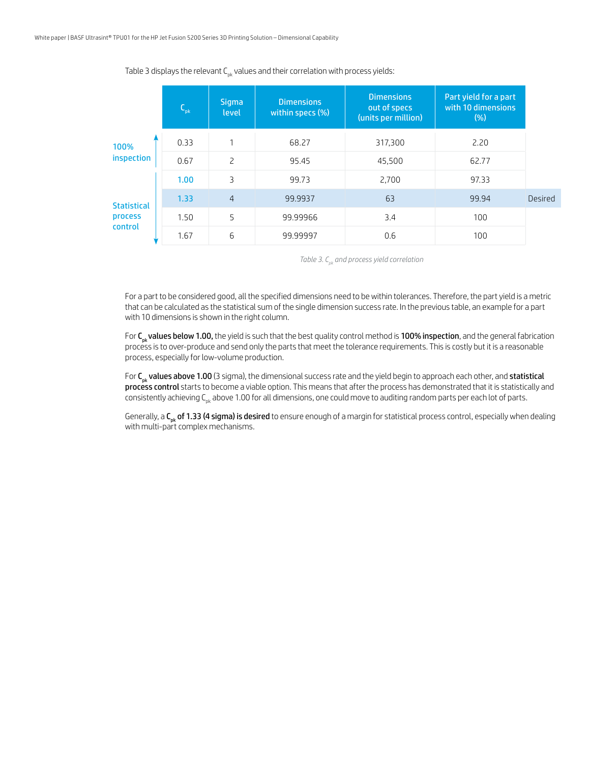Table 3 displays the relevant $C_{pk}$ values and their correlation with process yields:

| | $C_{pk}$ | Sigma level | Dimensions within specs (%) | Dimensions out of specs (units per million) | Part yield for a part with 10 dimensions (%) | |
|---|---|---|---|---|---|---|
| 100% inspection | 0.33 | 1 | 68.27 | 317,300 | 2.20 | |
| 100% inspection | 0.67 | 2 | 95.45 | 45,500 | 62.77 | |
| Statistical process control | 1.00 | 3 | 99.73 | 2,700 | 97.33 | |
| Statistical process control | 1.33 | 4 | 99.9937 | 63 | 99.94 | Desired |
| Statistical process control | 1.50 | 5 | 99.99966 | 3.4 | 100 | |
| Statistical process control | 1.67 | 6 | 99.99997 | 0.6 | 100 | |

*Table 3. $C_{pk}$ and process yield correlation*

For a part to be considered good, all the specified dimensions need to be within tolerances. Therefore, the part yield is a metric that can be calculated as the statistical sum of the single dimension success rate. In the previous table, an example for a part with 10 dimensions is shown in the right column.

For **$C_{pk}$ values below 1.00,** the yield is such that the best quality control method is **100% inspection**, and the general fabrication process is to over-produce and send only the parts that meet the tolerance requirements. This is costly but it is a reasonable process, especially for low-volume production.

For **$C_{pk}$ values above 1.00** (3 sigma), the dimensional success rate and the yield begin to approach each other, and **statistical process control** starts to become a viable option. This means that after the process has demonstrated that it is statistically and consistently achieving $C_{pk}$ above 1.00 for all dimensions, one could move to auditing random parts per each lot of parts.

Generally, a **$C_{pk}$ of 1.33 (4 sigma) is desired** to ensure enough of a margin for statistical process control, especially when dealing with multi-part complex mechanisms.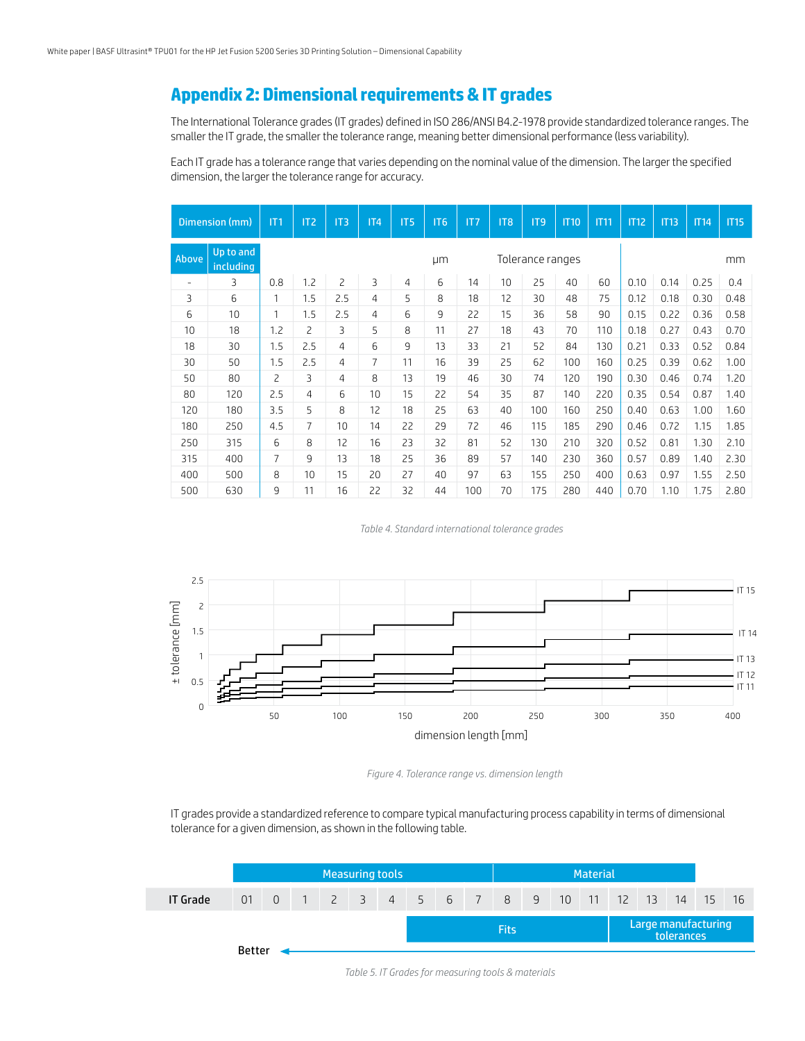## Appendix 2: Dimensional requirements & IT grades

The International Tolerance grades (IT grades) defined in ISO 286/ANSI B4.2-1978 provide standardized tolerance ranges. The smaller the IT grade, the smaller the tolerance range, meaning better dimensional performance (less variability).

Each IT grade has a tolerance range that varies depending on the nominal value of the dimension. The larger the specified dimension, the larger the tolerance range for accuracy.

| Dimension (mm) | | IT1 | IT2 | IT3 | IT4 | IT5 | IT6 | IT7 | IT8 | IT9 | IT10 | IT11 | IT12 | IT13 | IT14 | IT15 |
|---|---|---|---|---|---|---|---|---|---|---|---|---|---|---|---|---|
| Above | Up to and including | | | | | | µm | | Tolerance ranges | | | | | | | mm |
| - | 3 | 0.8 | 1.2 | 2 | 3 | 4 | 6 | 14 | 10 | 25 | 40 | 60 | 0.10 | 0.14 | 0.25 | 0.4 |
| 3 | 6 | 1 | 1.5 | 2.5 | 4 | 5 | 8 | 18 | 12 | 30 | 48 | 75 | 0.12 | 0.18 | 0.30 | 0.48 |
| 6 | 10 | 1 | 1.5 | 2.5 | 4 | 6 | 9 | 22 | 15 | 36 | 58 | 90 | 0.15 | 0.22 | 0.36 | 0.58 |
| 10 | 18 | 1.2 | 2 | 3 | 5 | 8 | 11 | 27 | 18 | 43 | 70 | 110 | 0.18 | 0.27 | 0.43 | 0.70 |
| 18 | 30 | 1.5 | 2.5 | 4 | 6 | 9 | 13 | 33 | 21 | 52 | 84 | 130 | 0.21 | 0.33 | 0.52 | 0.84 |
| 30 | 50 | 1.5 | 2.5 | 4 | 7 | 11 | 16 | 39 | 25 | 62 | 100 | 160 | 0.25 | 0.39 | 0.62 | 1.00 |
| 50 | 80 | 2 | 3 | 4 | 8 | 13 | 19 | 46 | 30 | 74 | 120 | 190 | 0.30 | 0.46 | 0.74 | 1.20 |
| 80 | 120 | 2.5 | 4 | 6 | 10 | 15 | 22 | 54 | 35 | 87 | 140 | 220 | 0.35 | 0.54 | 0.87 | 1.40 |
| 120 | 180 | 3.5 | 5 | 8 | 12 | 18 | 25 | 63 | 40 | 100 | 160 | 250 | 0.40 | 0.63 | 1.00 | 1.60 |
| 180 | 250 | 4.5 | 7 | 10 | 14 | 22 | 29 | 72 | 46 | 115 | 185 | 290 | 0.46 | 0.72 | 1.15 | 1.85 |
| 250 | 315 | 6 | 8 | 12 | 16 | 23 | 32 | 81 | 52 | 130 | 210 | 320 | 0.52 | 0.81 | 1.30 | 2.10 |
| 315 | 400 | 7 | 9 | 13 | 18 | 25 | 36 | 89 | 57 | 140 | 230 | 360 | 0.57 | 0.89 | 1.40 | 2.30 |
| 400 | 500 | 8 | 10 | 15 | 20 | 27 | 40 | 97 | 63 | 155 | 250 | 400 | 0.63 | 0.97 | 1.55 | 2.50 |
| 500 | 630 | 9 | 11 | 16 | 22 | 32 | 44 | 100 | 70 | 175 | 280 | 440 | 0.70 | 1.10 | 1.75 | 2.80 |

*Table 4. Standard international tolerance grades*

*Figure 4. Tolerance range vs. dimension length*

IT grades provide a standardized reference to compare typical manufacturing process capability in terms of dimensional tolerance for a given dimension, as shown in the following table.

| | Measuring tools | | | | | | | | | Material | | | | | | | |
|---|---|---|---|---|---|---|---|---|---|---|---|---|---|---|---|---|---|
| **IT Grade** | 01 | 0 | 1 | 2 | 3 | 4 | 5 | 6 | 7 | 8 | 9 | 10 | 11 | 12 | 13 | 14 | 15 | 16 |
| | | | | | | | Fits | | | | | | | Large manufacturing tolerances | | | | |

**Better** ←

*Table 5. IT Grades for measuring tools & materials*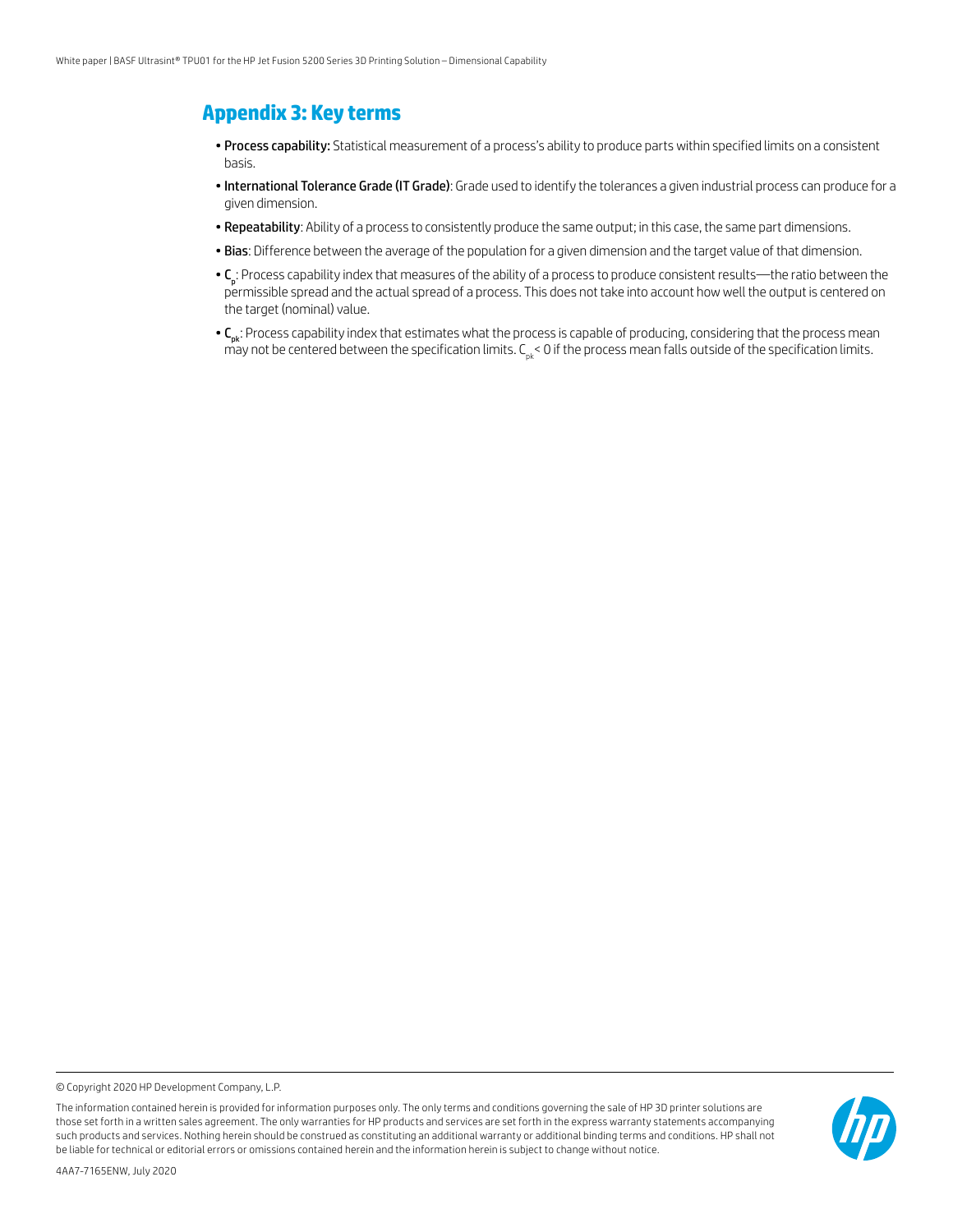## Appendix 3: Key terms

- **Process capability:** Statistical measurement of a process's ability to produce parts within specified limits on a consistent basis.
- **International Tolerance Grade (IT Grade)**: Grade used to identify the tolerances a given industrial process can produce for a given dimension.
- **Repeatability**: Ability of a process to consistently produce the same output; in this case, the same part dimensions.
- **Bias**: Difference between the average of the population for a given dimension and the target value of that dimension.
- **$C_p$**: Process capability index that measures of the ability of a process to produce consistent results—the ratio between the permissible spread and the actual spread of a process. This does not take into account how well the output is centered on the target (nominal) value.
- **$C_{pk}$**: Process capability index that estimates what the process is capable of producing, considering that the process mean may not be centered between the specification limits. $C_{pk} < 0$ if the process mean falls outside of the specification limits.

© Copyright 2020 HP Development Company, L.P.

The information contained herein is provided for information purposes only. The only terms and conditions governing the sale of HP 3D printer solutions are those set forth in a written sales agreement. The only warranties for HP products and services are set forth in the express warranty statements accompanying such products and services. Nothing herein should be construed as constituting an additional warranty or additional binding terms and conditions. HP shall not be liable for technical or editorial errors or omissions contained herein and the information herein is subject to change without notice.

4AA7-7165ENW, July 2020